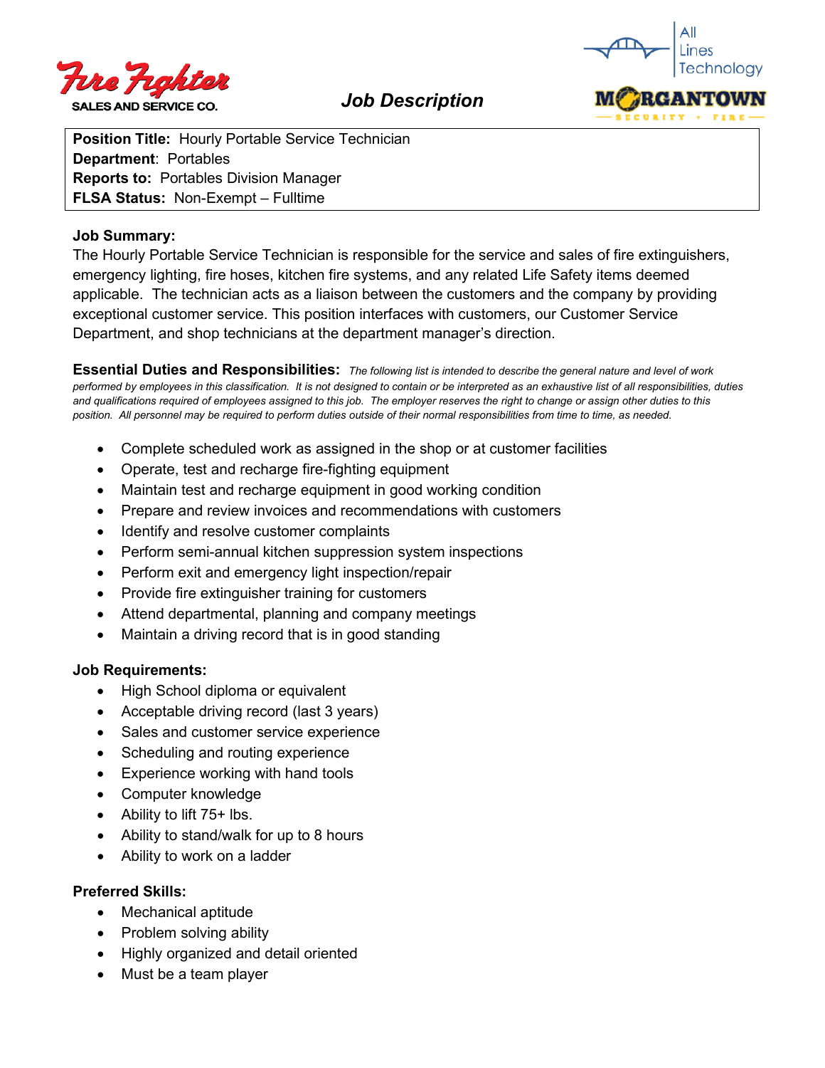Fire Fighter SALES AND SERVICE CO.

# Job Description

All Lines Technology

MORGANTOWN SECURITY + FIRE

**Position Title:** Hourly Portable Service Technician
**Department**: Portables
**Reports to:** Portables Division Manager
**FLSA Status:** Non-Exempt – Fulltime

**Job Summary:**
The Hourly Portable Service Technician is responsible for the service and sales of fire extinguishers, emergency lighting, fire hoses, kitchen fire systems, and any related Life Safety items deemed applicable. The technician acts as a liaison between the customers and the company by providing exceptional customer service. This position interfaces with customers, our Customer Service Department, and shop technicians at the department manager's direction.

**Essential Duties and Responsibilities:** *The following list is intended to describe the general nature and level of work performed by employees in this classification. It is not designed to contain or be interpreted as an exhaustive list of all responsibilities, duties and qualifications required of employees assigned to this job. The employer reserves the right to change or assign other duties to this position. All personnel may be required to perform duties outside of their normal responsibilities from time to time, as needed.*

- Complete scheduled work as assigned in the shop or at customer facilities
- Operate, test and recharge fire-fighting equipment
- Maintain test and recharge equipment in good working condition
- Prepare and review invoices and recommendations with customers
- Identify and resolve customer complaints
- Perform semi-annual kitchen suppression system inspections
- Perform exit and emergency light inspection/repair
- Provide fire extinguisher training for customers
- Attend departmental, planning and company meetings
- Maintain a driving record that is in good standing

**Job Requirements:**
- High School diploma or equivalent
- Acceptable driving record (last 3 years)
- Sales and customer service experience
- Scheduling and routing experience
- Experience working with hand tools
- Computer knowledge
- Ability to lift 75+ lbs.
- Ability to stand/walk for up to 8 hours
- Ability to work on a ladder

**Preferred Skills:**
- Mechanical aptitude
- Problem solving ability
- Highly organized and detail oriented
- Must be a team player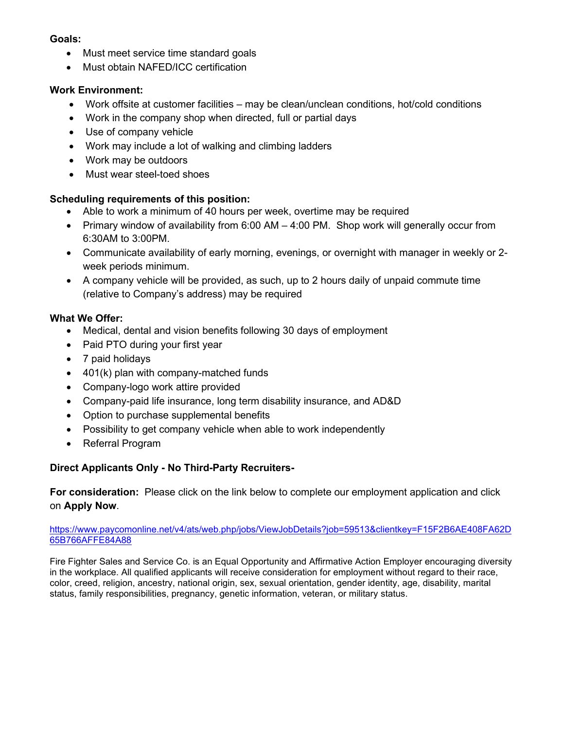**Goals:**

- Must meet service time standard goals
- Must obtain NAFED/ICC certification

**Work Environment:**

- Work offsite at customer facilities – may be clean/unclean conditions, hot/cold conditions
- Work in the company shop when directed, full or partial days
- Use of company vehicle
- Work may include a lot of walking and climbing ladders
- Work may be outdoors
- Must wear steel-toed shoes

**Scheduling requirements of this position:**

- Able to work a minimum of 40 hours per week, overtime may be required
- Primary window of availability from 6:00 AM – 4:00 PM. Shop work will generally occur from 6:30AM to 3:00PM.
- Communicate availability of early morning, evenings, or overnight with manager in weekly or 2-week periods minimum.
- A company vehicle will be provided, as such, up to 2 hours daily of unpaid commute time (relative to Company's address) may be required

**What We Offer:**

- Medical, dental and vision benefits following 30 days of employment
- Paid PTO during your first year
- 7 paid holidays
- 401(k) plan with company-matched funds
- Company-logo work attire provided
- Company-paid life insurance, long term disability insurance, and AD&D
- Option to purchase supplemental benefits
- Possibility to get company vehicle when able to work independently
- Referral Program

**Direct Applicants Only - No Third-Party Recruiters-**

**For consideration:** Please click on the link below to complete our employment application and click on **Apply Now**.

https://www.paycomonline.net/v4/ats/web.php/jobs/ViewJobDetails?job=59513&clientkey=F15F2B6AE408FA62D65B766AFFE84A88

Fire Fighter Sales and Service Co. is an Equal Opportunity and Affirmative Action Employer encouraging diversity in the workplace. All qualified applicants will receive consideration for employment without regard to their race, color, creed, religion, ancestry, national origin, sex, sexual orientation, gender identity, age, disability, marital status, family responsibilities, pregnancy, genetic information, veteran, or military status.